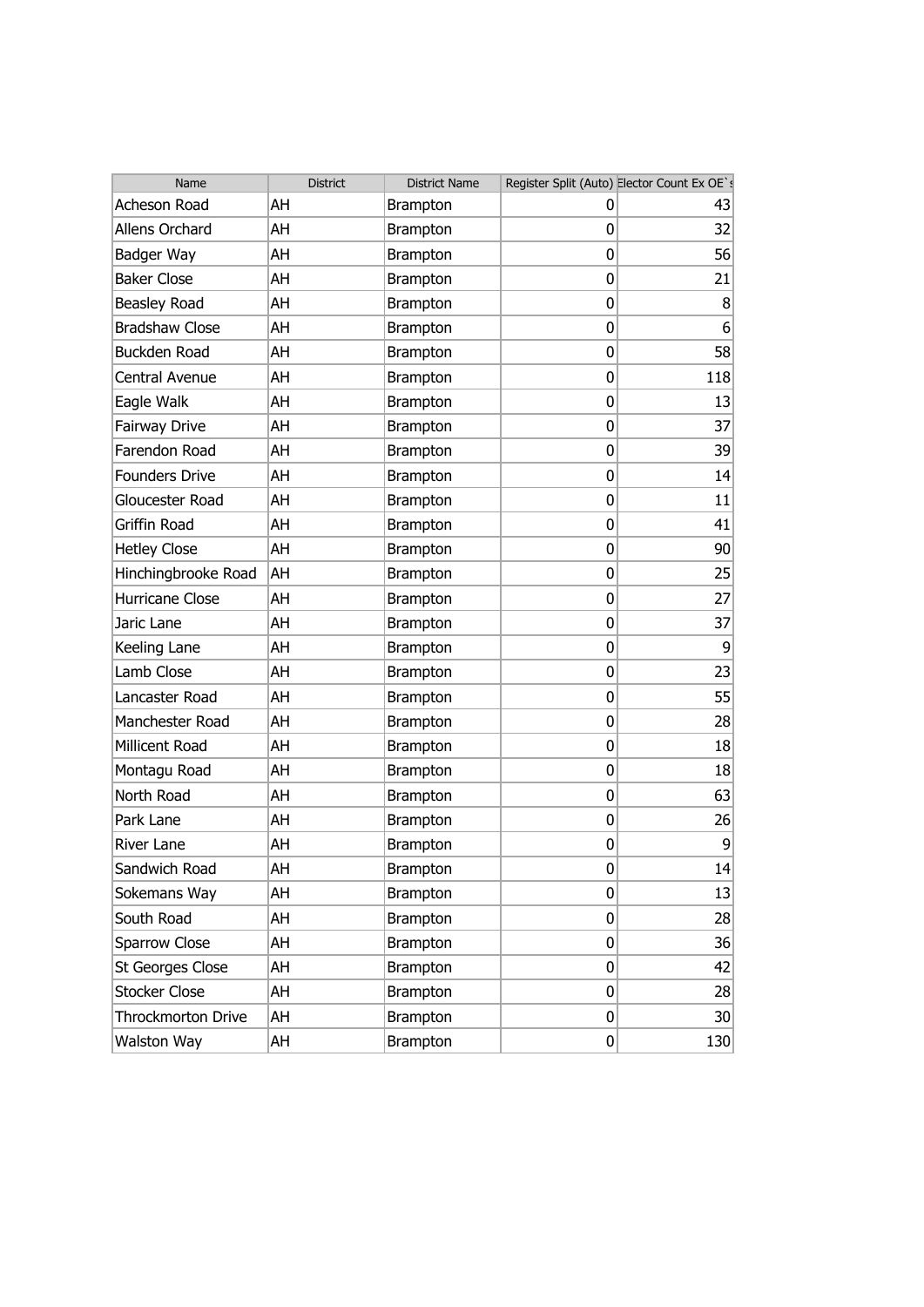| Name | District | District Name | Register Split (Auto) | Elector Count Ex OE`s |
|---|---|---|---|---|
| Acheson Road | AH | Brampton | 0 | 43 |
| Allens Orchard | AH | Brampton | 0 | 32 |
| Badger Way | AH | Brampton | 0 | 56 |
| Baker Close | AH | Brampton | 0 | 21 |
| Beasley Road | AH | Brampton | 0 | 8 |
| Bradshaw Close | AH | Brampton | 0 | 6 |
| Buckden Road | AH | Brampton | 0 | 58 |
| Central Avenue | AH | Brampton | 0 | 118 |
| Eagle Walk | AH | Brampton | 0 | 13 |
| Fairway Drive | AH | Brampton | 0 | 37 |
| Farendon Road | AH | Brampton | 0 | 39 |
| Founders Drive | AH | Brampton | 0 | 14 |
| Gloucester Road | AH | Brampton | 0 | 11 |
| Griffin Road | AH | Brampton | 0 | 41 |
| Hetley Close | AH | Brampton | 0 | 90 |
| Hinchingbrooke Road | AH | Brampton | 0 | 25 |
| Hurricane Close | AH | Brampton | 0 | 27 |
| Jaric Lane | AH | Brampton | 0 | 37 |
| Keeling Lane | AH | Brampton | 0 | 9 |
| Lamb Close | AH | Brampton | 0 | 23 |
| Lancaster Road | AH | Brampton | 0 | 55 |
| Manchester Road | AH | Brampton | 0 | 28 |
| Millicent Road | AH | Brampton | 0 | 18 |
| Montagu Road | AH | Brampton | 0 | 18 |
| North Road | AH | Brampton | 0 | 63 |
| Park Lane | AH | Brampton | 0 | 26 |
| River Lane | AH | Brampton | 0 | 9 |
| Sandwich Road | AH | Brampton | 0 | 14 |
| Sokemans Way | AH | Brampton | 0 | 13 |
| South Road | AH | Brampton | 0 | 28 |
| Sparrow Close | AH | Brampton | 0 | 36 |
| St Georges Close | AH | Brampton | 0 | 42 |
| Stocker Close | AH | Brampton | 0 | 28 |
| Throckmorton Drive | AH | Brampton | 0 | 30 |
| Walston Way | AH | Brampton | 0 | 130 |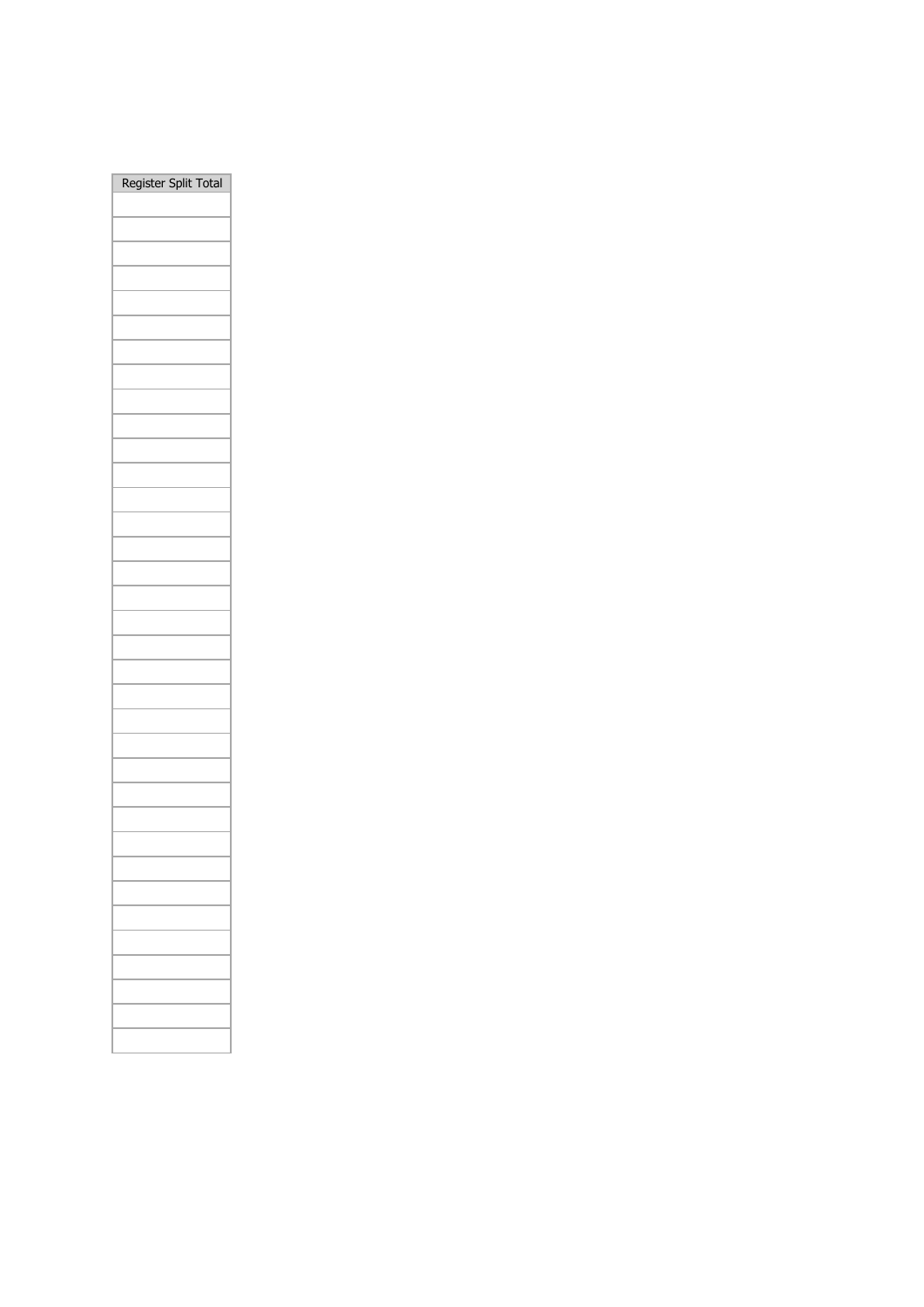| Register Split Total |
| --- |
| |
| |
| |
| |
| |
| |
| |
| |
| |
| |
| |
| |
| |
| |
| |
| |
| |
| |
| |
| |
| |
| |
| |
| |
| |
| |
| |
| |
| |
| |
| |
| |
| |
| |
| |
| |